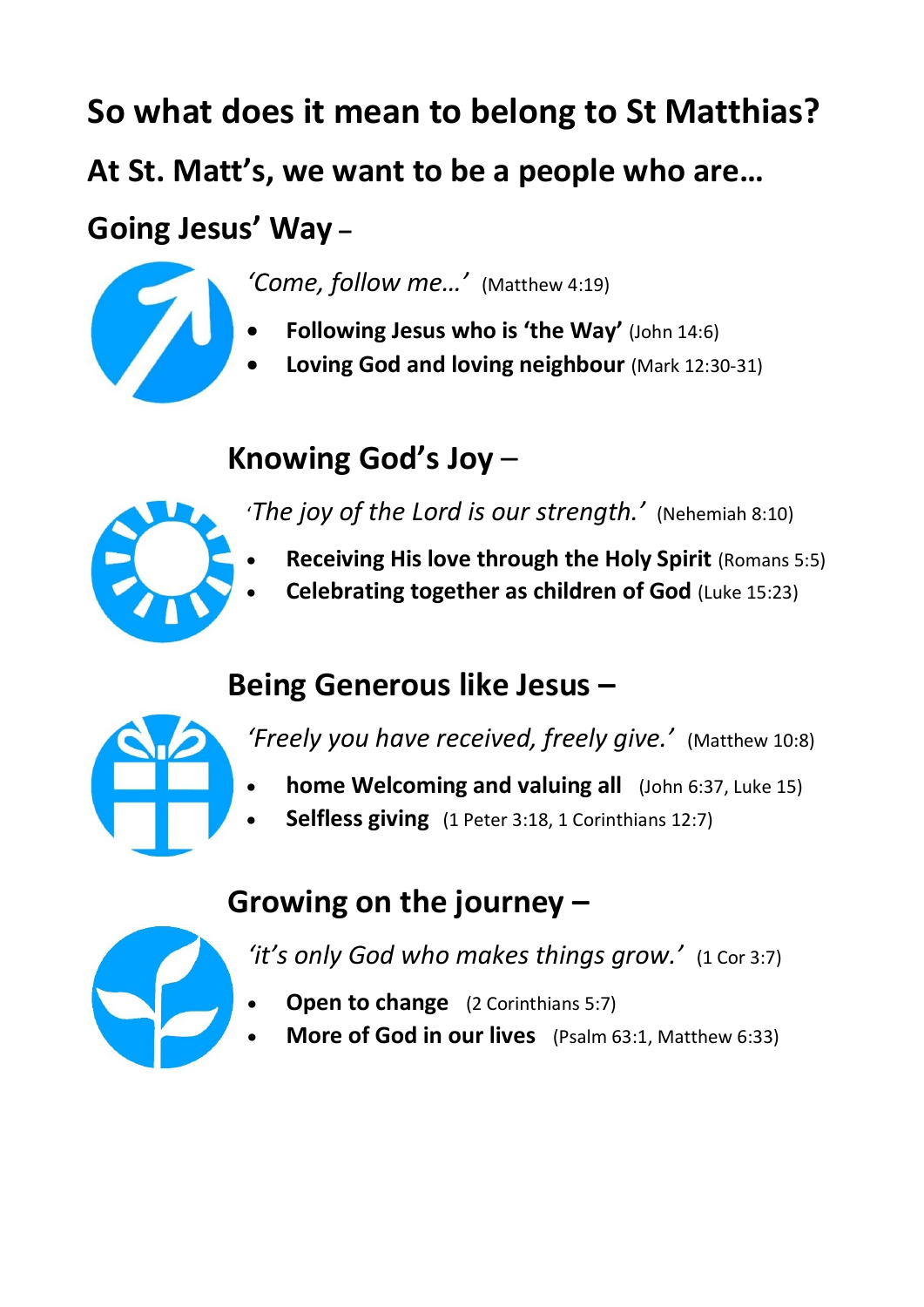# So what does it mean to belong to St Matthias?

## At St. Matt's, we want to be a people who are…

## Going Jesus' Way –

*'Come, follow me…'* (Matthew 4:19)

- **Following Jesus who is 'the Way'** (John 14:6)
- **Loving God and loving neighbour** (Mark 12:30-31)

## Knowing God's Joy –

*'The joy of the Lord is our strength.'* (Nehemiah 8:10)

- **Receiving His love through the Holy Spirit** (Romans 5:5)
- **Celebrating together as children of God** (Luke 15:23)

## Being Generous like Jesus –

*'Freely you have received, freely give.'* (Matthew 10:8)

- **home Welcoming and valuing all** (John 6:37, Luke 15)
- **Selfless giving** (1 Peter 3:18, 1 Corinthians 12:7)

## Growing on the journey –

*'it's only God who makes things grow.'* (1 Cor 3:7)

- **Open to change** (2 Corinthians 5:7)
- **More of God in our lives** (Psalm 63:1, Matthew 6:33)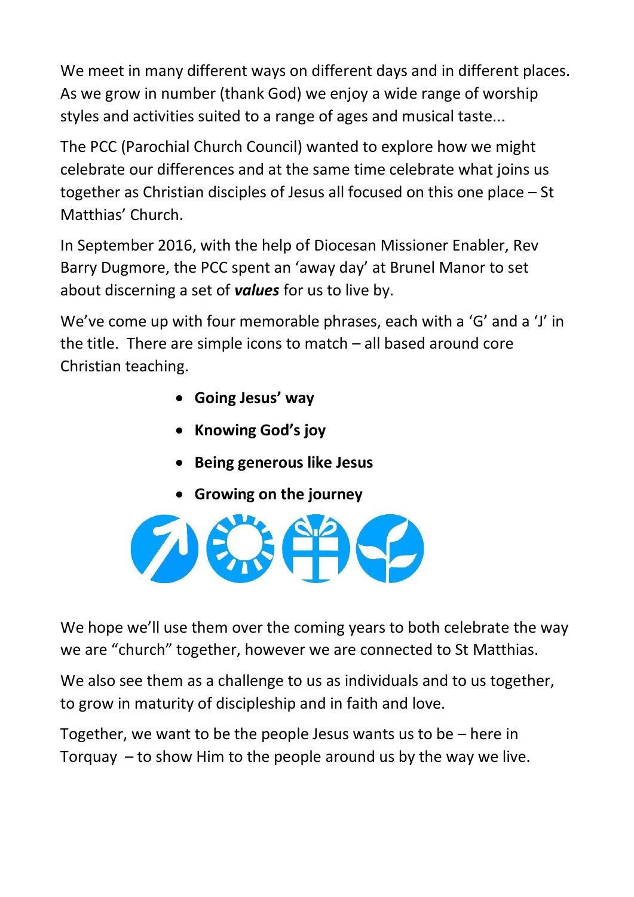We meet in many different ways on different days and in different places. As we grow in number (thank God) we enjoy a wide range of worship styles and activities suited to a range of ages and musical taste...

The PCC (Parochial Church Council) wanted to explore how we might celebrate our differences and at the same time celebrate what joins us together as Christian disciples of Jesus all focused on this one place – St Matthias' Church.

In September 2016, with the help of Diocesan Missioner Enabler, Rev Barry Dugmore, the PCC spent an 'away day' at Brunel Manor to set about discerning a set of ***values*** for us to live by.

We've come up with four memorable phrases, each with a 'G' and a 'J' in the title. There are simple icons to match – all based around core Christian teaching.

- **Going Jesus' way**
- **Knowing God's joy**
- **Being generous like Jesus**
- **Growing on the journey**

We hope we'll use them over the coming years to both celebrate the way we are "church" together, however we are connected to St Matthias.

We also see them as a challenge to us as individuals and to us together, to grow in maturity of discipleship and in faith and love.

Together, we want to be the people Jesus wants us to be – here in Torquay – to show Him to the people around us by the way we live.